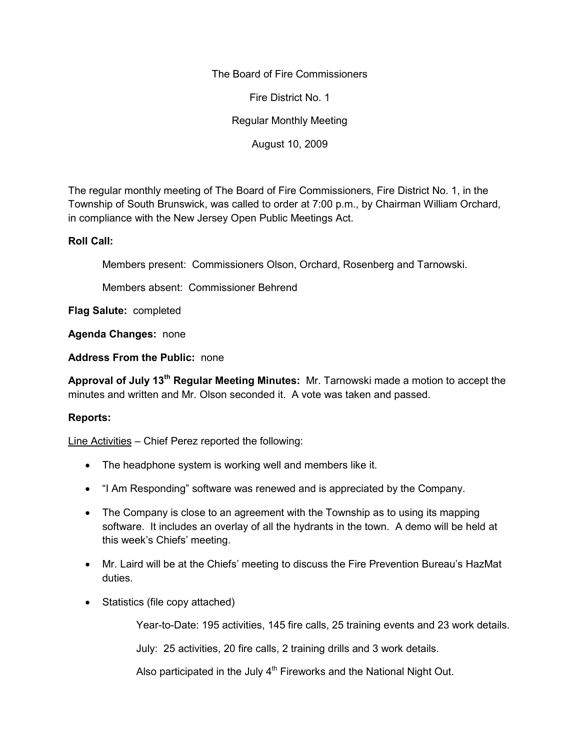The Board of Fire Commissioners

Fire District No. 1

Regular Monthly Meeting

August 10, 2009

The regular monthly meeting of The Board of Fire Commissioners, Fire District No. 1, in the Township of South Brunswick, was called to order at 7:00 p.m., by Chairman William Orchard, in compliance with the New Jersey Open Public Meetings Act.

**Roll Call:**

Members present: Commissioners Olson, Orchard, Rosenberg and Tarnowski.

Members absent: Commissioner Behrend

**Flag Salute:** completed

**Agenda Changes:** none

**Address From the Public:** none

**Approval of July 13th Regular Meeting Minutes:** Mr. Tarnowski made a motion to accept the minutes and written and Mr. Olson seconded it. A vote was taken and passed.

**Reports:**

Line Activities – Chief Perez reported the following:

- The headphone system is working well and members like it.
- "I Am Responding" software was renewed and is appreciated by the Company.
- The Company is close to an agreement with the Township as to using its mapping software. It includes an overlay of all the hydrants in the town. A demo will be held at this week's Chiefs' meeting.
- Mr. Laird will be at the Chiefs' meeting to discuss the Fire Prevention Bureau's HazMat duties.
- Statistics (file copy attached)

  Year-to-Date: 195 activities, 145 fire calls, 25 training events and 23 work details.

  July: 25 activities, 20 fire calls, 2 training drills and 3 work details.

  Also participated in the July 4th Fireworks and the National Night Out.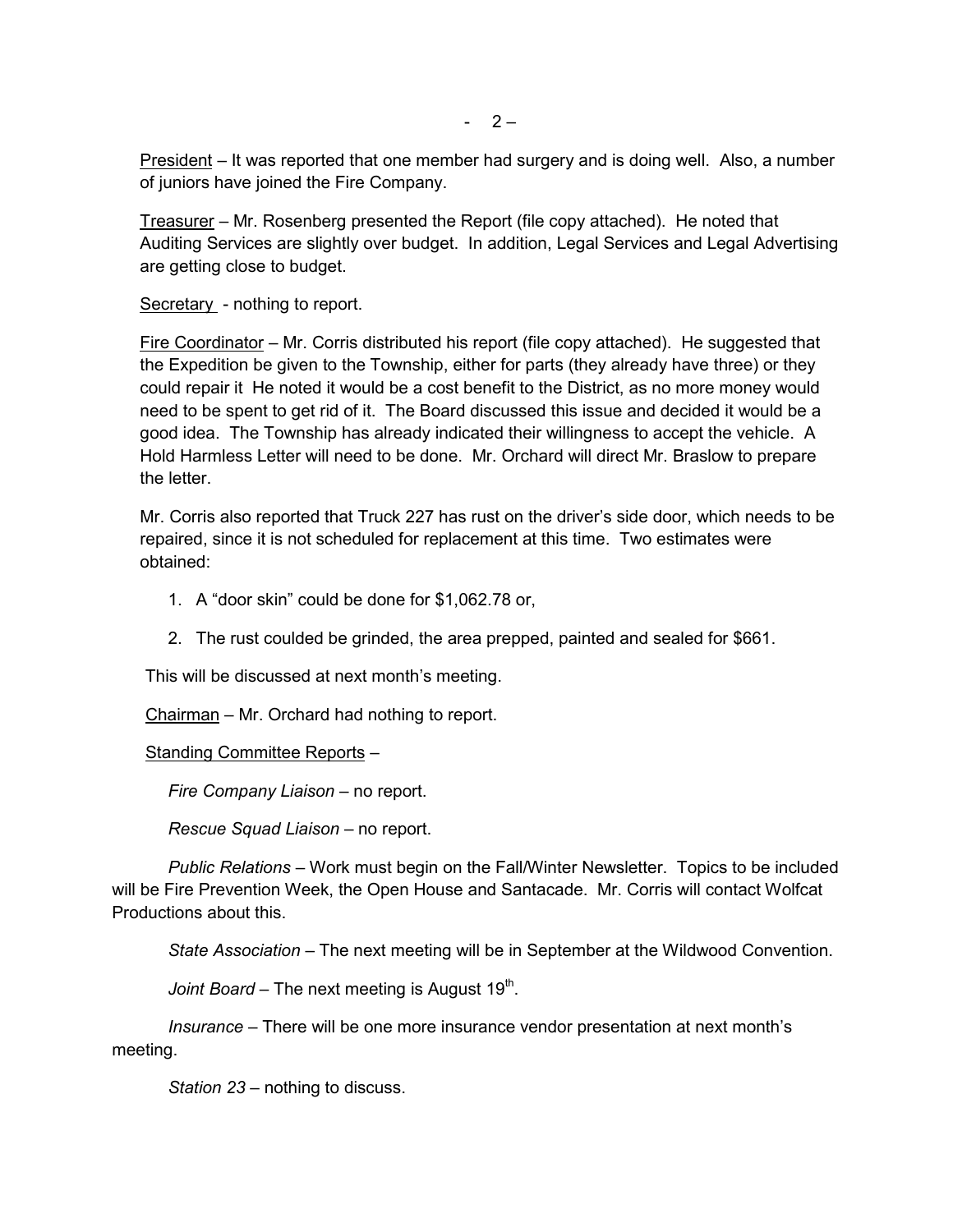President – It was reported that one member had surgery and is doing well. Also, a number of juniors have joined the Fire Company.

Treasurer – Mr. Rosenberg presented the Report (file copy attached). He noted that Auditing Services are slightly over budget. In addition, Legal Services and Legal Advertising are getting close to budget.

Secretary - nothing to report.

Fire Coordinator – Mr. Corris distributed his report (file copy attached). He suggested that the Expedition be given to the Township, either for parts (they already have three) or they could repair it He noted it would be a cost benefit to the District, as no more money would need to be spent to get rid of it. The Board discussed this issue and decided it would be a good idea. The Township has already indicated their willingness to accept the vehicle. A Hold Harmless Letter will need to be done. Mr. Orchard will direct Mr. Braslow to prepare the letter.

Mr. Corris also reported that Truck 227 has rust on the driver's side door, which needs to be repaired, since it is not scheduled for replacement at this time. Two estimates were obtained:

1. A "door skin" could be done for $1,062.78 or,
2. The rust coulded be grinded, the area prepped, painted and sealed for $661.

This will be discussed at next month's meeting.

Chairman – Mr. Orchard had nothing to report.

Standing Committee Reports –

*Fire Company Liaison* – no report.

*Rescue Squad Liaison* – no report.

*Public Relations* – Work must begin on the Fall/Winter Newsletter. Topics to be included will be Fire Prevention Week, the Open House and Santacade. Mr. Corris will contact Wolfcat Productions about this.

*State Association* – The next meeting will be in September at the Wildwood Convention.

*Joint Board* – The next meeting is August 19th.

*Insurance* – There will be one more insurance vendor presentation at next month's meeting.

*Station 23* – nothing to discuss.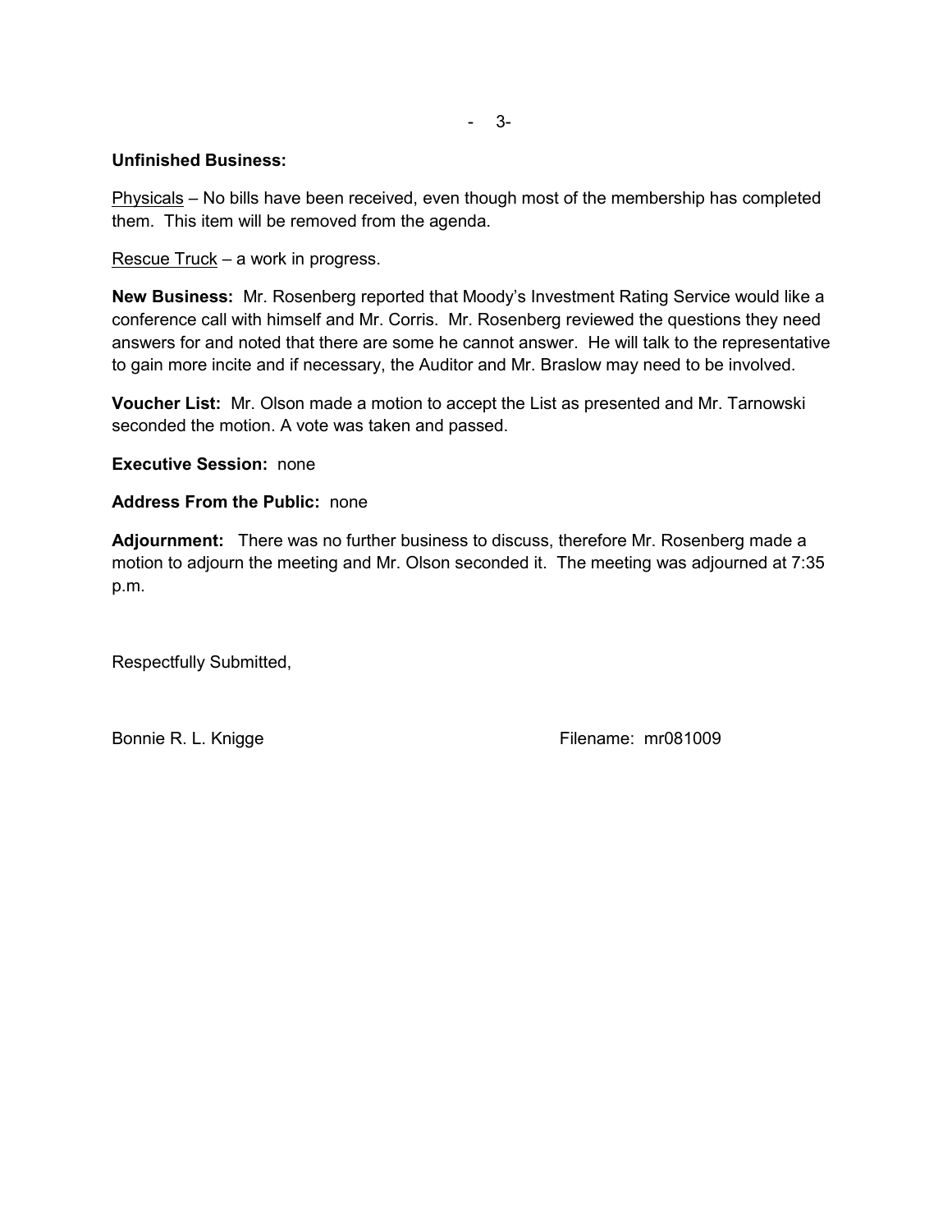**Unfinished Business:**

Physicals – No bills have been received, even though most of the membership has completed them. This item will be removed from the agenda.

Rescue Truck – a work in progress.

**New Business:** Mr. Rosenberg reported that Moody's Investment Rating Service would like a conference call with himself and Mr. Corris. Mr. Rosenberg reviewed the questions they need answers for and noted that there are some he cannot answer. He will talk to the representative to gain more incite and if necessary, the Auditor and Mr. Braslow may need to be involved.

**Voucher List:** Mr. Olson made a motion to accept the List as presented and Mr. Tarnowski seconded the motion. A vote was taken and passed.

**Executive Session:** none

**Address From the Public:** none

**Adjournment:** There was no further business to discuss, therefore Mr. Rosenberg made a motion to adjourn the meeting and Mr. Olson seconded it. The meeting was adjourned at 7:35 p.m.

Respectfully Submitted,

Bonnie R. L. Knigge

Filename: mr081009